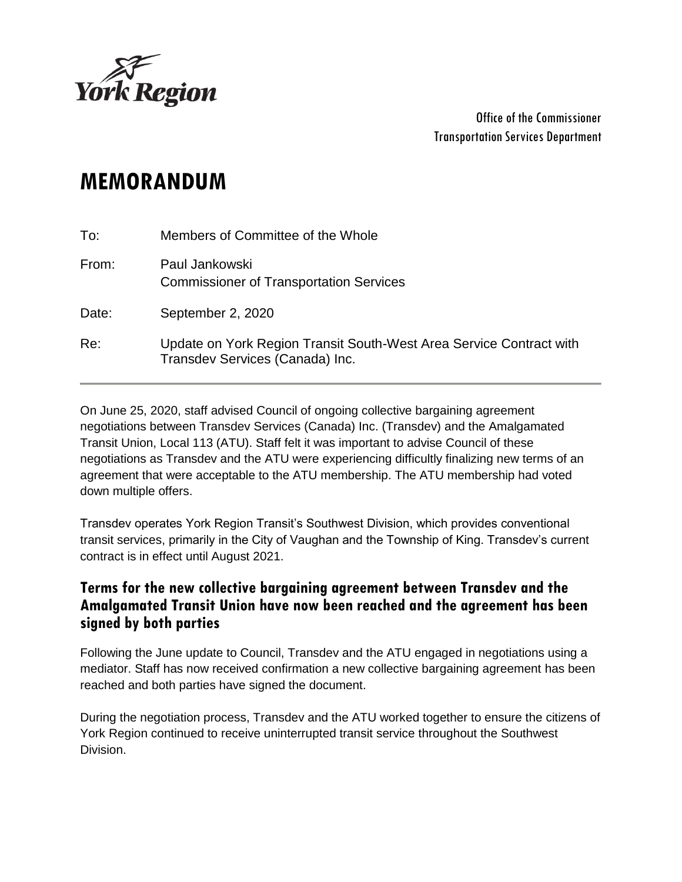York Region

Office of the Commissioner
Transportation Services Department

# MEMORANDUM

To: Members of Committee of the Whole

From: Paul Jankowski
Commissioner of Transportation Services

Date: September 2, 2020

Re: Update on York Region Transit South-West Area Service Contract with Transdev Services (Canada) Inc.

---

On June 25, 2020, staff advised Council of ongoing collective bargaining agreement negotiations between Transdev Services (Canada) Inc. (Transdev) and the Amalgamated Transit Union, Local 113 (ATU). Staff felt it was important to advise Council of these negotiations as Transdev and the ATU were experiencing difficultly finalizing new terms of an agreement that were acceptable to the ATU membership. The ATU membership had voted down multiple offers.

Transdev operates York Region Transit's Southwest Division, which provides conventional transit services, primarily in the City of Vaughan and the Township of King. Transdev's current contract is in effect until August 2021.

## Terms for the new collective bargaining agreement between Transdev and the Amalgamated Transit Union have now been reached and the agreement has been signed by both parties

Following the June update to Council, Transdev and the ATU engaged in negotiations using a mediator. Staff has now received confirmation a new collective bargaining agreement has been reached and both parties have signed the document.

During the negotiation process, Transdev and the ATU worked together to ensure the citizens of York Region continued to receive uninterrupted transit service throughout the Southwest Division.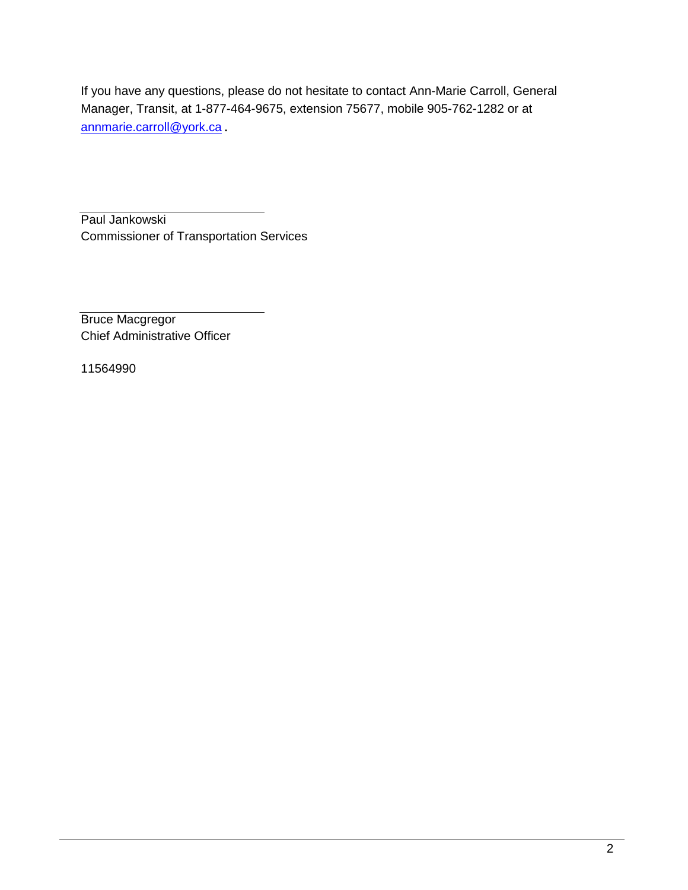If you have any questions, please do not hesitate to contact Ann-Marie Carroll, General Manager, Transit, at 1-877-464-9675, extension 75677, mobile 905-762-1282 or at annmarie.carroll@york.ca.

Paul Jankowski
Commissioner of Transportation Services

Bruce Macgregor
Chief Administrative Officer

11564990